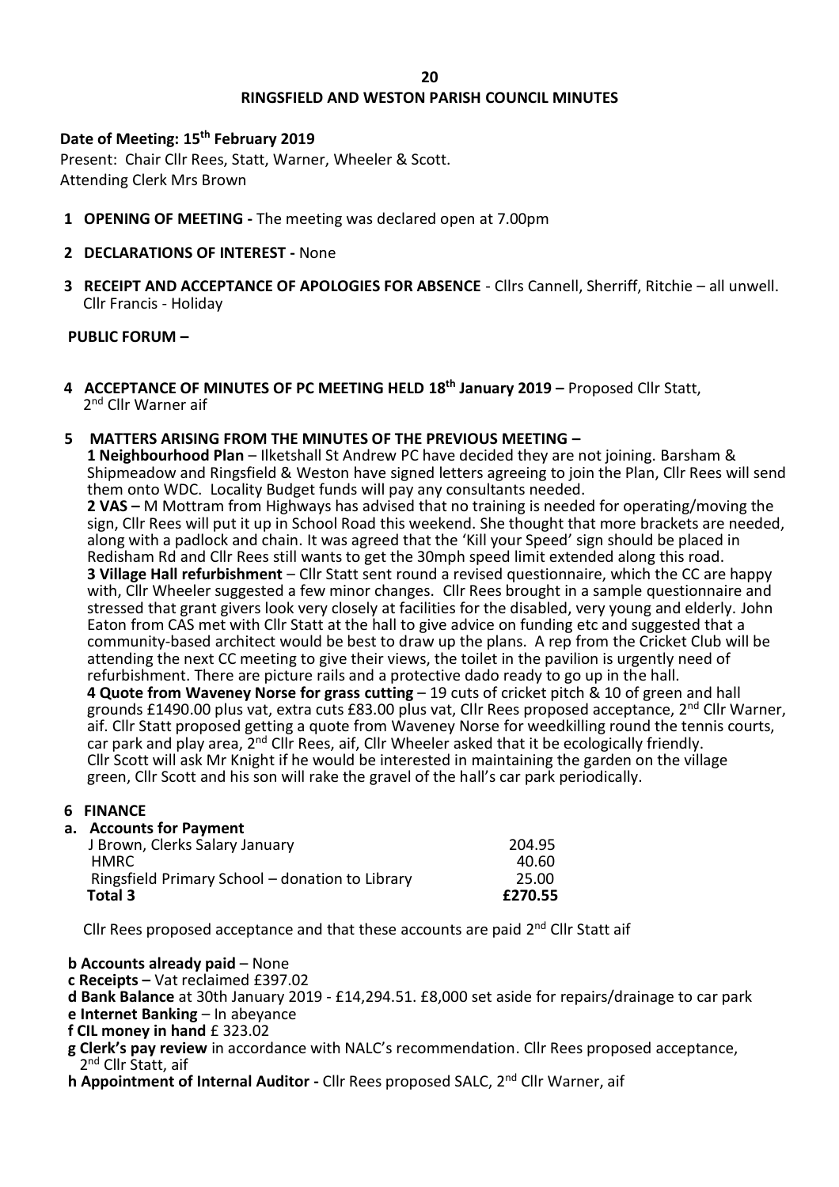## RINGSFIELD AND WESTON PARISH COUNCIL MINUTES

**Date of Meeting: 15th February 2019**

Present: Chair Cllr Rees, Statt, Warner, Wheeler & Scott.
Attending Clerk Mrs Brown

1. **OPENING OF MEETING -** The meeting was declared open at 7.00pm

2. **DECLARATIONS OF INTEREST -** None

3. **RECEIPT AND ACCEPTANCE OF APOLOGIES FOR ABSENCE** - Cllrs Cannell, Sherriff, Ritchie – all unwell. Cllr Francis - Holiday

**PUBLIC FORUM –**

4. **ACCEPTANCE OF MINUTES OF PC MEETING HELD 18th January 2019 –** Proposed Cllr Statt, 2nd Cllr Warner aif

5. **MATTERS ARISING FROM THE MINUTES OF THE PREVIOUS MEETING –**

**1 Neighbourhood Plan** – Ilketshall St Andrew PC have decided they are not joining. Barsham & Shipmeadow and Ringsfield & Weston have signed letters agreeing to join the Plan, Cllr Rees will send them onto WDC. Locality Budget funds will pay any consultants needed.

**2 VAS –** M Mottram from Highways has advised that no training is needed for operating/moving the sign, Cllr Rees will put it up in School Road this weekend. She thought that more brackets are needed, along with a padlock and chain. It was agreed that the 'Kill your Speed' sign should be placed in Redisham Rd and Cllr Rees still wants to get the 30mph speed limit extended along this road.

**3 Village Hall refurbishment** – Cllr Statt sent round a revised questionnaire, which the CC are happy with, Cllr Wheeler suggested a few minor changes. Cllr Rees brought in a sample questionnaire and stressed that grant givers look very closely at facilities for the disabled, very young and elderly. John Eaton from CAS met with Cllr Statt at the hall to give advice on funding etc and suggested that a community-based architect would be best to draw up the plans. A rep from the Cricket Club will be attending the next CC meeting to give their views, the toilet in the pavilion is urgently need of refurbishment. There are picture rails and a protective dado ready to go up in the hall.

**4 Quote from Waveney Norse for grass cutting** – 19 cuts of cricket pitch & 10 of green and hall grounds £1490.00 plus vat, extra cuts £83.00 plus vat, Cllr Rees proposed acceptance, 2nd Cllr Warner, aif. Cllr Statt proposed getting a quote from Waveney Norse for weedkilling round the tennis courts, car park and play area, 2nd Cllr Rees, aif, Cllr Wheeler asked that it be ecologically friendly. Cllr Scott will ask Mr Knight if he would be interested in maintaining the garden on the village green, Cllr Scott and his son will rake the gravel of the hall's car park periodically.

6. **FINANCE**

**a. Accounts for Payment**

| | |
|---|---|
| J Brown, Clerks Salary January | 204.95 |
| HMRC | 40.60 |
| Ringsfield Primary School – donation to Library | 25.00 |
| **Total 3** | **£270.55** |

Cllr Rees proposed acceptance and that these accounts are paid 2nd Cllr Statt aif

**b Accounts already paid** – None

**c Receipts –** Vat reclaimed £397.02

**d Bank Balance** at 30th January 2019 - £14,294.51. £8,000 set aside for repairs/drainage to car park

**e Internet Banking** – In abeyance

**f CIL money in hand** £ 323.02

**g Clerk's pay review** in accordance with NALC's recommendation. Cllr Rees proposed acceptance, 2nd Cllr Statt, aif

**h Appointment of Internal Auditor -** Cllr Rees proposed SALC, 2nd Cllr Warner, aif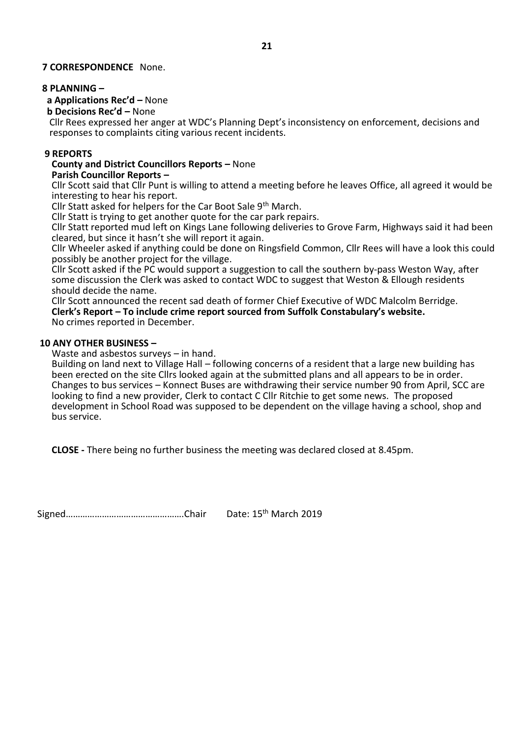**7 CORRESPONDENCE** None.

**8 PLANNING –**

**a Applications Rec'd –** None

**b Decisions Rec'd –** None

Cllr Rees expressed her anger at WDC's Planning Dept's inconsistency on enforcement, decisions and responses to complaints citing various recent incidents.

**9 REPORTS**

**County and District Councillors Reports –** None

**Parish Councillor Reports –**

Cllr Scott said that Cllr Punt is willing to attend a meeting before he leaves Office, all agreed it would be interesting to hear his report.

Cllr Statt asked for helpers for the Car Boot Sale 9th March.

Cllr Statt is trying to get another quote for the car park repairs.

Cllr Statt reported mud left on Kings Lane following deliveries to Grove Farm, Highways said it had been cleared, but since it hasn't she will report it again.

Cllr Wheeler asked if anything could be done on Ringsfield Common, Cllr Rees will have a look this could possibly be another project for the village.

Cllr Scott asked if the PC would support a suggestion to call the southern by-pass Weston Way, after some discussion the Clerk was asked to contact WDC to suggest that Weston & Ellough residents should decide the name.

Cllr Scott announced the recent sad death of former Chief Executive of WDC Malcolm Berridge.

**Clerk's Report – To include crime report sourced from Suffolk Constabulary's website.**

No crimes reported in December.

**10 ANY OTHER BUSINESS –**

Waste and asbestos surveys – in hand.

Building on land next to Village Hall – following concerns of a resident that a large new building has been erected on the site Cllrs looked again at the submitted plans and all appears to be in order.

Changes to bus services – Konnect Buses are withdrawing their service number 90 from April, SCC are looking to find a new provider, Clerk to contact C Cllr Ritchie to get some news. The proposed development in School Road was supposed to be dependent on the village having a school, shop and bus service.

**CLOSE -** There being no further business the meeting was declared closed at 8.45pm.

Signed…………………………………………Chair Date: 15th March 2019